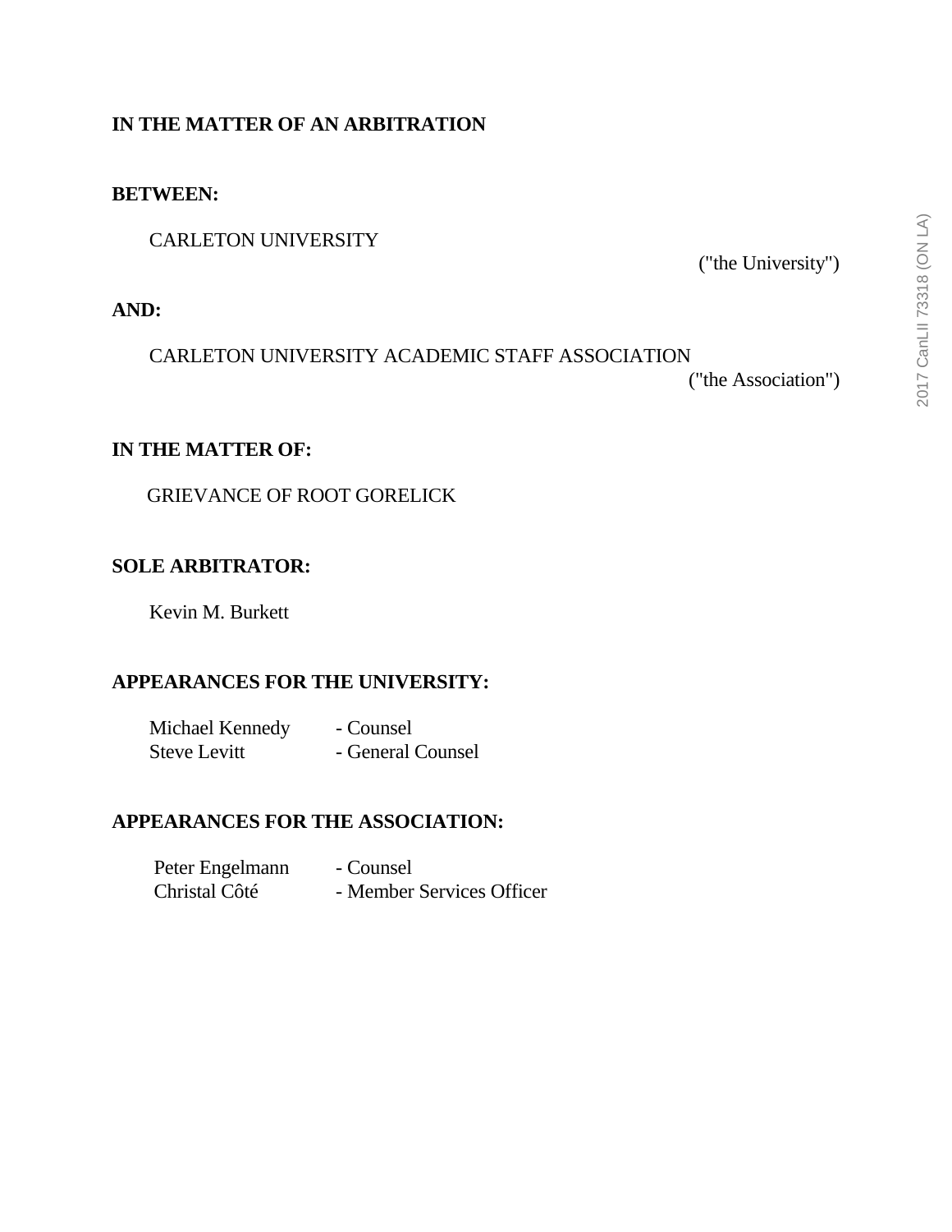**IN THE MATTER OF AN ARBITRATION**

**BETWEEN:**

CARLETON UNIVERSITY

("the University")

**AND:**

CARLETON UNIVERSITY ACADEMIC STAFF ASSOCIATION

("the Association")

**IN THE MATTER OF:**

GRIEVANCE OF ROOT GORELICK

**SOLE ARBITRATOR:**

Kevin M. Burkett

**APPEARANCES FOR THE UNIVERSITY:**

Michael Kennedy - Counsel
Steve Levitt - General Counsel

**APPEARANCES FOR THE ASSOCIATION:**

Peter Engelmann - Counsel
Christal Côté - Member Services Officer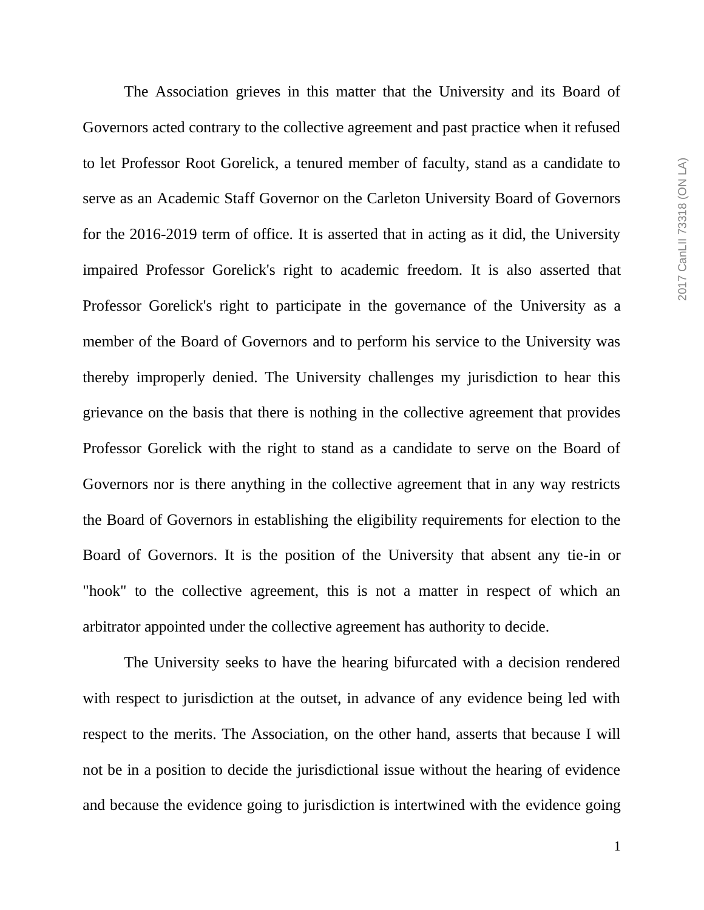The Association grieves in this matter that the University and its Board of Governors acted contrary to the collective agreement and past practice when it refused to let Professor Root Gorelick, a tenured member of faculty, stand as a candidate to serve as an Academic Staff Governor on the Carleton University Board of Governors for the 2016-2019 term of office. It is asserted that in acting as it did, the University impaired Professor Gorelick's right to academic freedom. It is also asserted that Professor Gorelick's right to participate in the governance of the University as a member of the Board of Governors and to perform his service to the University was thereby improperly denied. The University challenges my jurisdiction to hear this grievance on the basis that there is nothing in the collective agreement that provides Professor Gorelick with the right to stand as a candidate to serve on the Board of Governors nor is there anything in the collective agreement that in any way restricts the Board of Governors in establishing the eligibility requirements for election to the Board of Governors. It is the position of the University that absent any tie-in or "hook" to the collective agreement, this is not a matter in respect of which an arbitrator appointed under the collective agreement has authority to decide.

The University seeks to have the hearing bifurcated with a decision rendered with respect to jurisdiction at the outset, in advance of any evidence being led with respect to the merits. The Association, on the other hand, asserts that because I will not be in a position to decide the jurisdictional issue without the hearing of evidence and because the evidence going to jurisdiction is intertwined with the evidence going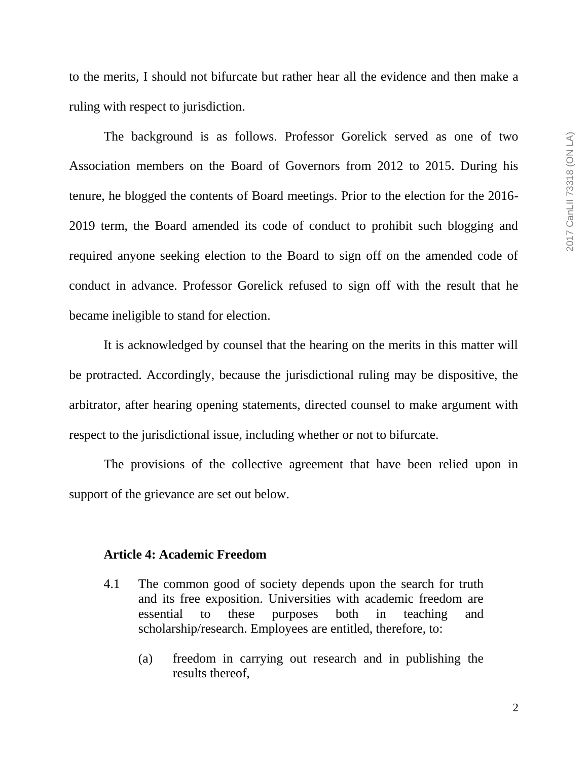to the merits, I should not bifurcate but rather hear all the evidence and then make a ruling with respect to jurisdiction.

The background is as follows. Professor Gorelick served as one of two Association members on the Board of Governors from 2012 to 2015. During his tenure, he blogged the contents of Board meetings. Prior to the election for the 2016-2019 term, the Board amended its code of conduct to prohibit such blogging and required anyone seeking election to the Board to sign off on the amended code of conduct in advance. Professor Gorelick refused to sign off with the result that he became ineligible to stand for election.

It is acknowledged by counsel that the hearing on the merits in this matter will be protracted. Accordingly, because the jurisdictional ruling may be dispositive, the arbitrator, after hearing opening statements, directed counsel to make argument with respect to the jurisdictional issue, including whether or not to bifurcate.

The provisions of the collective agreement that have been relied upon in support of the grievance are set out below.

**Article 4: Academic Freedom**

4.1 The common good of society depends upon the search for truth and its free exposition. Universities with academic freedom are essential to these purposes both in teaching and scholarship/research. Employees are entitled, therefore, to:

(a) freedom in carrying out research and in publishing the results thereof,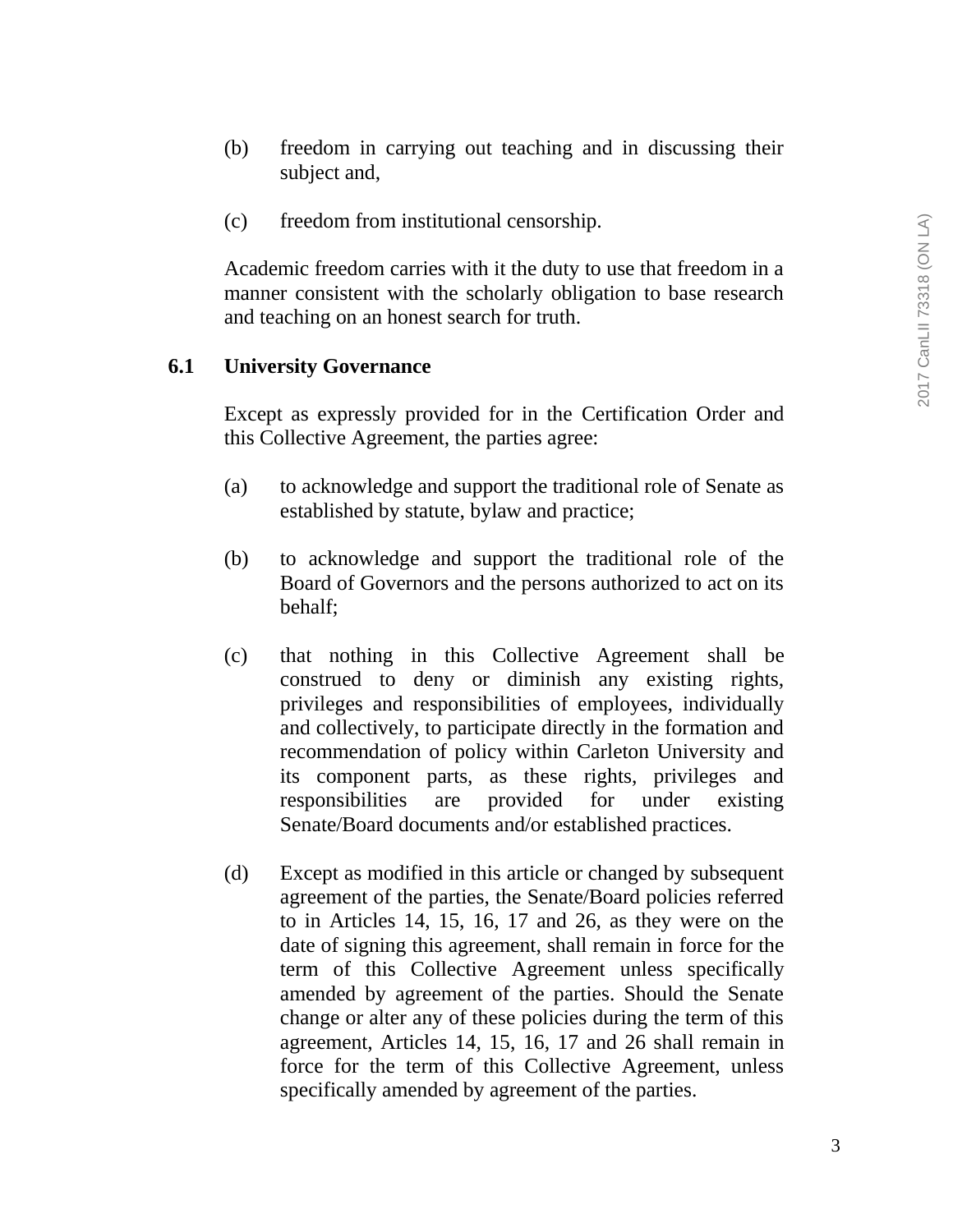(b) freedom in carrying out teaching and in discussing their subject and,

(c) freedom from institutional censorship.

Academic freedom carries with it the duty to use that freedom in a manner consistent with the scholarly obligation to base research and teaching on an honest search for truth.

**6.1 University Governance**

Except as expressly provided for in the Certification Order and this Collective Agreement, the parties agree:

(a) to acknowledge and support the traditional role of Senate as established by statute, bylaw and practice;

(b) to acknowledge and support the traditional role of the Board of Governors and the persons authorized to act on its behalf;

(c) that nothing in this Collective Agreement shall be construed to deny or diminish any existing rights, privileges and responsibilities of employees, individually and collectively, to participate directly in the formation and recommendation of policy within Carleton University and its component parts, as these rights, privileges and responsibilities are provided for under existing Senate/Board documents and/or established practices.

(d) Except as modified in this article or changed by subsequent agreement of the parties, the Senate/Board policies referred to in Articles 14, 15, 16, 17 and 26, as they were on the date of signing this agreement, shall remain in force for the term of this Collective Agreement unless specifically amended by agreement of the parties. Should the Senate change or alter any of these policies during the term of this agreement, Articles 14, 15, 16, 17 and 26 shall remain in force for the term of this Collective Agreement, unless specifically amended by agreement of the parties.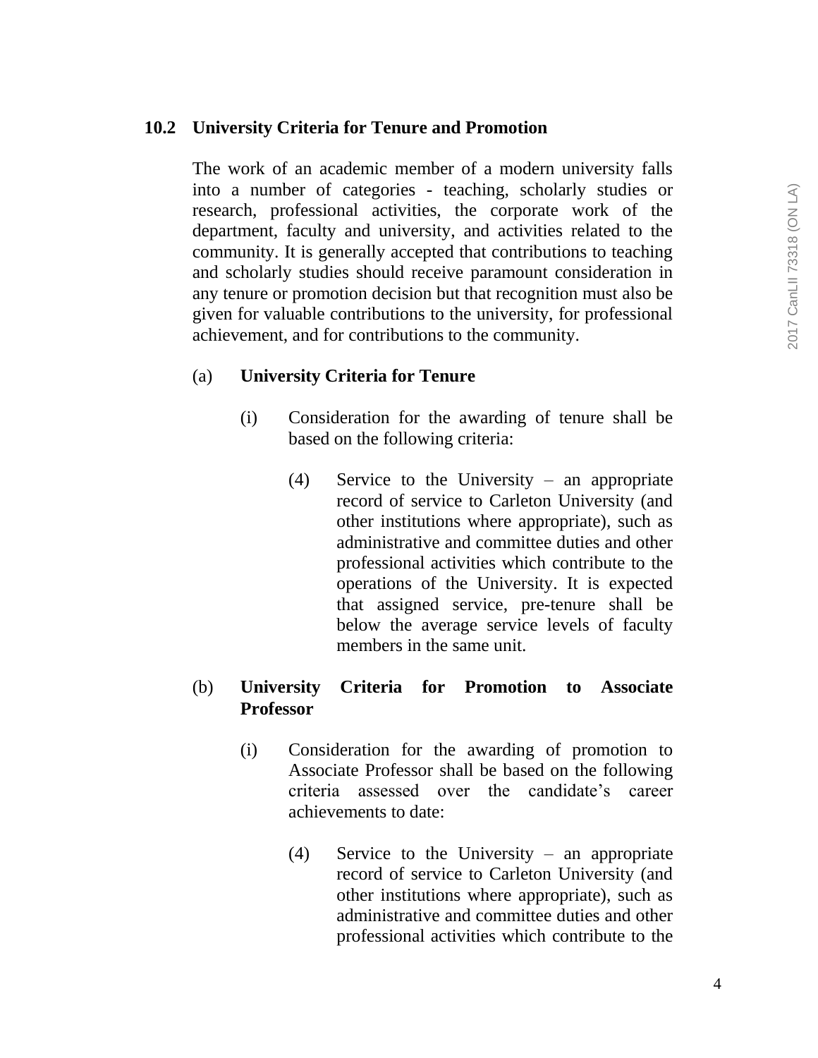## 10.2 University Criteria for Tenure and Promotion

The work of an academic member of a modern university falls into a number of categories - teaching, scholarly studies or research, professional activities, the corporate work of the department, faculty and university, and activities related to the community. It is generally accepted that contributions to teaching and scholarly studies should receive paramount consideration in any tenure or promotion decision but that recognition must also be given for valuable contributions to the university, for professional achievement, and for contributions to the community.

(a) **University Criteria for Tenure**

(i) Consideration for the awarding of tenure shall be based on the following criteria:

(4) Service to the University – an appropriate record of service to Carleton University (and other institutions where appropriate), such as administrative and committee duties and other professional activities which contribute to the operations of the University. It is expected that assigned service, pre-tenure shall be below the average service levels of faculty members in the same unit.

(b) **University Criteria for Promotion to Associate Professor**

(i) Consideration for the awarding of promotion to Associate Professor shall be based on the following criteria assessed over the candidate's career achievements to date:

(4) Service to the University – an appropriate record of service to Carleton University (and other institutions where appropriate), such as administrative and committee duties and other professional activities which contribute to the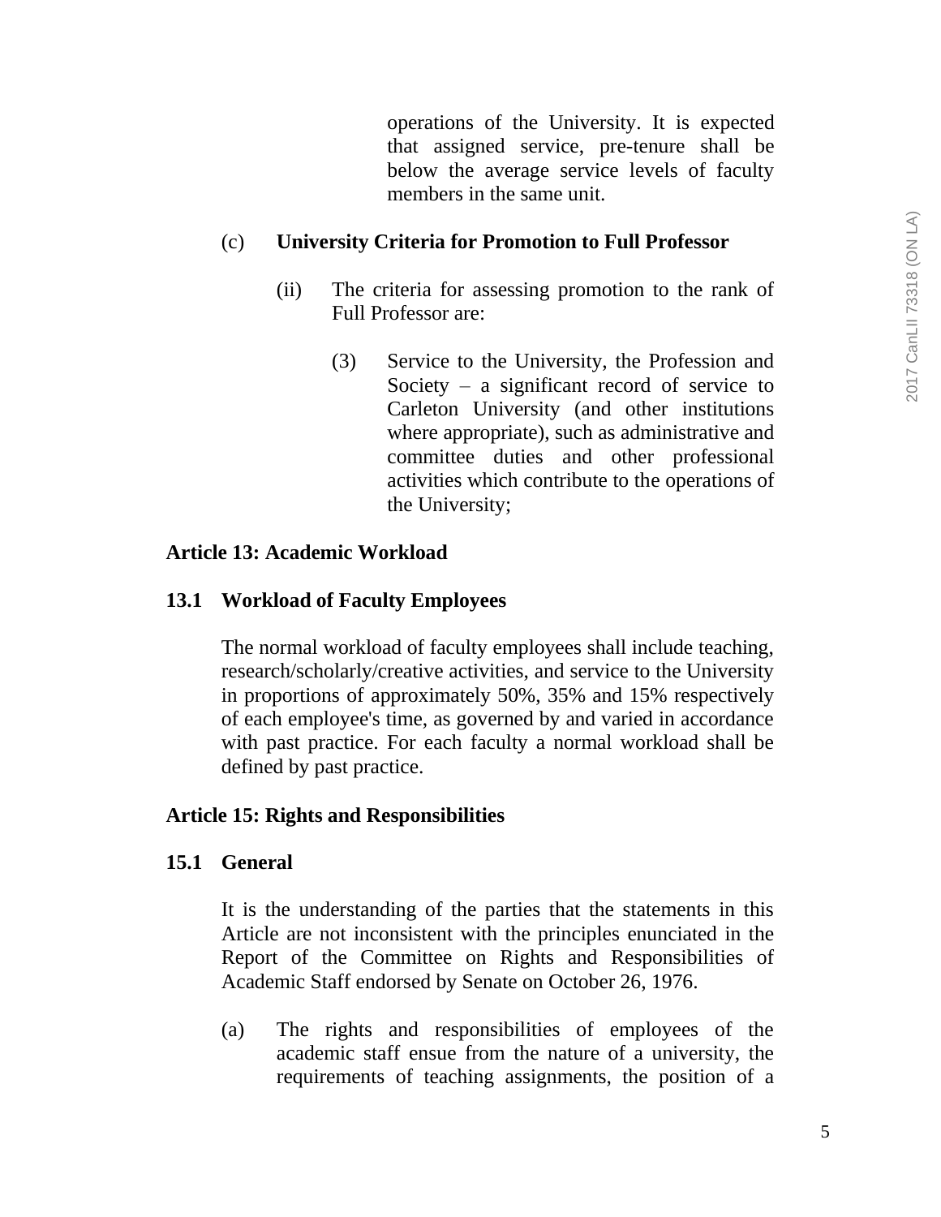operations of the University. It is expected that assigned service, pre-tenure shall be below the average service levels of faculty members in the same unit.

(c) **University Criteria for Promotion to Full Professor**

(ii) The criteria for assessing promotion to the rank of Full Professor are:

(3) Service to the University, the Profession and Society – a significant record of service to Carleton University (and other institutions where appropriate), such as administrative and committee duties and other professional activities which contribute to the operations of the University;

**Article 13: Academic Workload**

**13.1 Workload of Faculty Employees**

The normal workload of faculty employees shall include teaching, research/scholarly/creative activities, and service to the University in proportions of approximately 50%, 35% and 15% respectively of each employee's time, as governed by and varied in accordance with past practice. For each faculty a normal workload shall be defined by past practice.

**Article 15: Rights and Responsibilities**

**15.1 General**

It is the understanding of the parties that the statements in this Article are not inconsistent with the principles enunciated in the Report of the Committee on Rights and Responsibilities of Academic Staff endorsed by Senate on October 26, 1976.

(a) The rights and responsibilities of employees of the academic staff ensue from the nature of a university, the requirements of teaching assignments, the position of a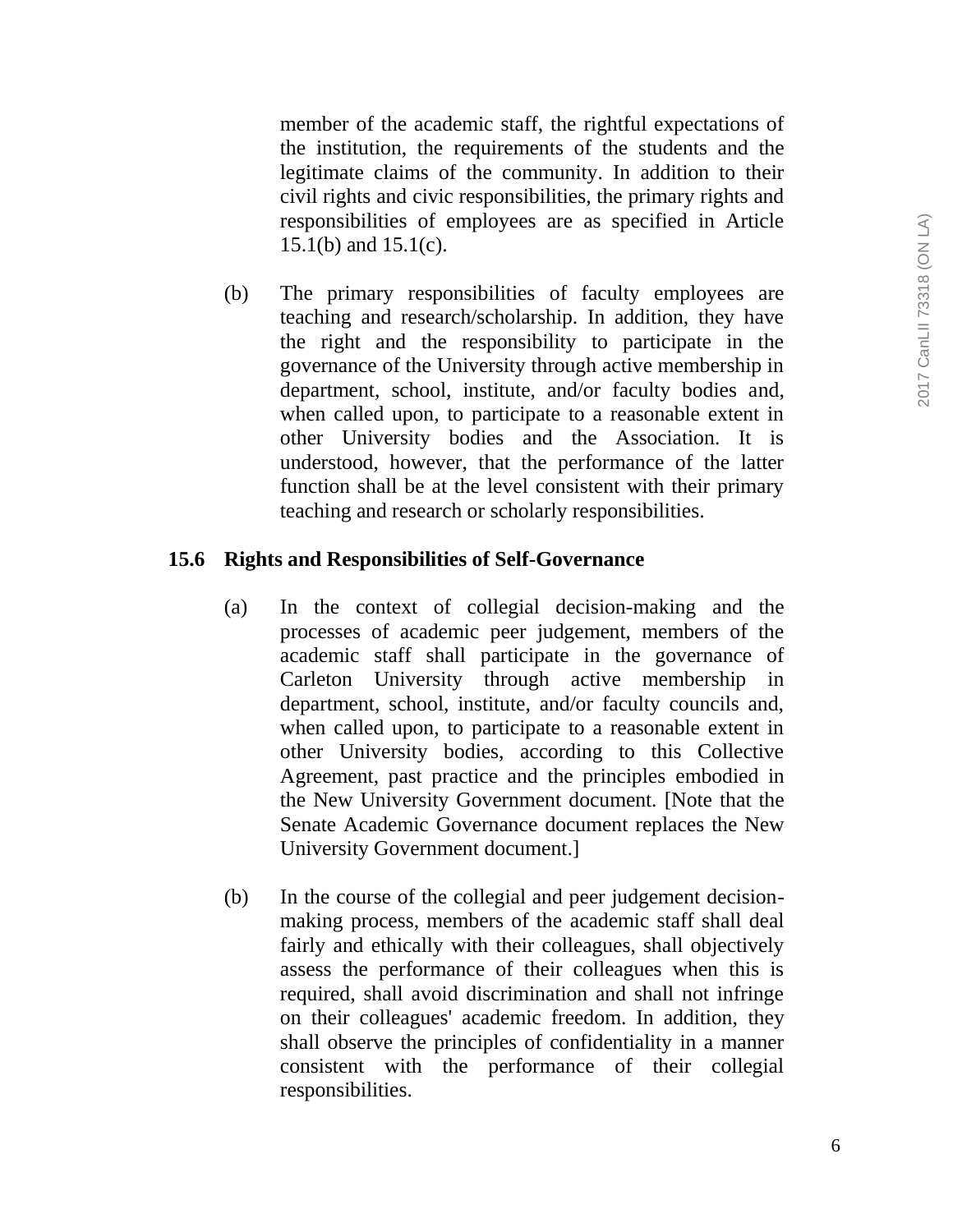member of the academic staff, the rightful expectations of the institution, the requirements of the students and the legitimate claims of the community. In addition to their civil rights and civic responsibilities, the primary rights and responsibilities of employees are as specified in Article 15.1(b) and 15.1(c).

(b) The primary responsibilities of faculty employees are teaching and research/scholarship. In addition, they have the right and the responsibility to participate in the governance of the University through active membership in department, school, institute, and/or faculty bodies and, when called upon, to participate to a reasonable extent in other University bodies and the Association. It is understood, however, that the performance of the latter function shall be at the level consistent with their primary teaching and research or scholarly responsibilities.

**15.6 Rights and Responsibilities of Self-Governance**

(a) In the context of collegial decision-making and the processes of academic peer judgement, members of the academic staff shall participate in the governance of Carleton University through active membership in department, school, institute, and/or faculty councils and, when called upon, to participate to a reasonable extent in other University bodies, according to this Collective Agreement, past practice and the principles embodied in the New University Government document. [Note that the Senate Academic Governance document replaces the New University Government document.]

(b) In the course of the collegial and peer judgement decision-making process, members of the academic staff shall deal fairly and ethically with their colleagues, shall objectively assess the performance of their colleagues when this is required, shall avoid discrimination and shall not infringe on their colleagues' academic freedom. In addition, they shall observe the principles of confidentiality in a manner consistent with the performance of their collegial responsibilities.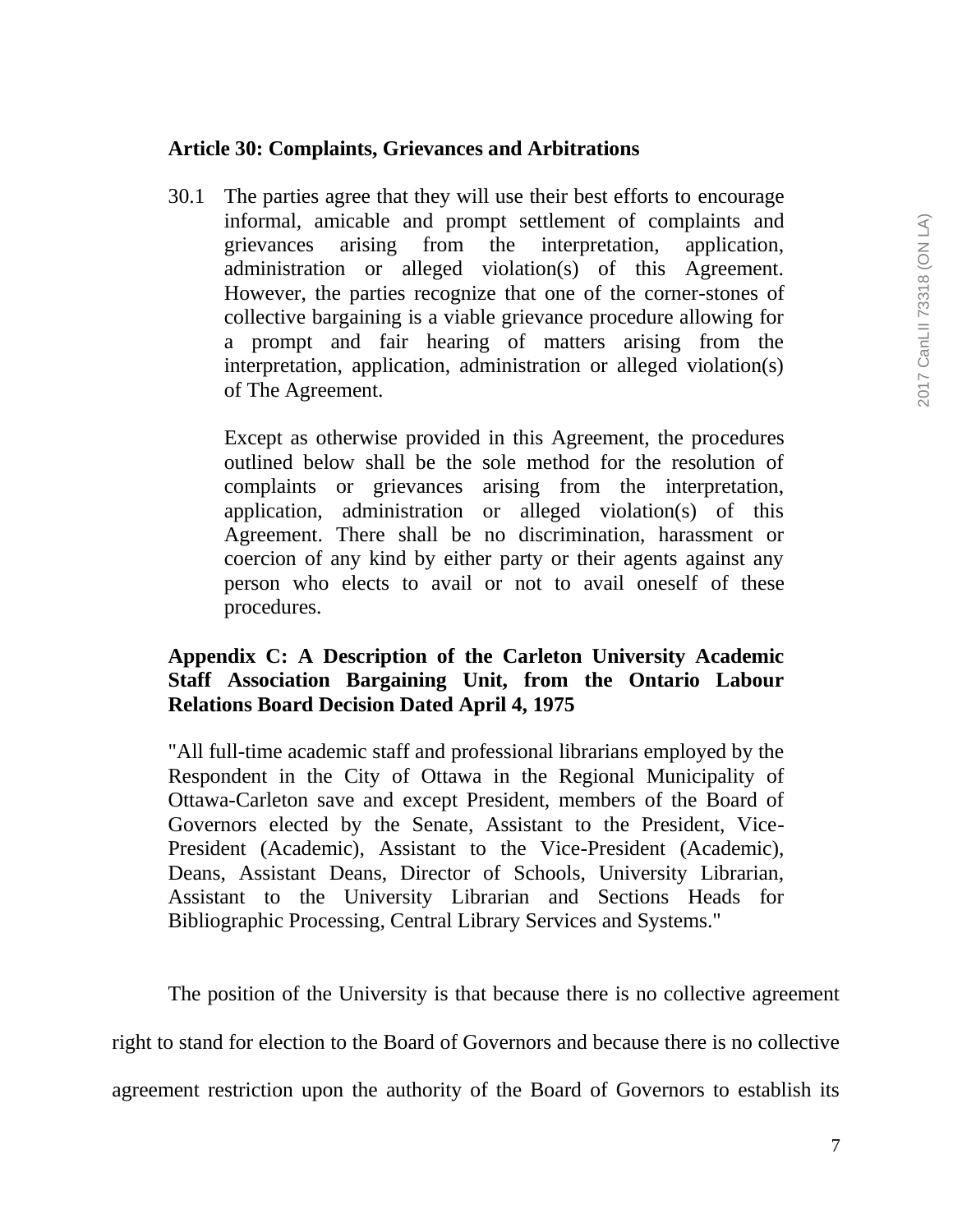**Article 30: Complaints, Grievances and Arbitrations**

30.1 The parties agree that they will use their best efforts to encourage informal, amicable and prompt settlement of complaints and grievances arising from the interpretation, application, administration or alleged violation(s) of this Agreement. However, the parties recognize that one of the corner-stones of collective bargaining is a viable grievance procedure allowing for a prompt and fair hearing of matters arising from the interpretation, application, administration or alleged violation(s) of The Agreement.

Except as otherwise provided in this Agreement, the procedures outlined below shall be the sole method for the resolution of complaints or grievances arising from the interpretation, application, administration or alleged violation(s) of this Agreement. There shall be no discrimination, harassment or coercion of any kind by either party or their agents against any person who elects to avail or not to avail oneself of these procedures.

**Appendix C: A Description of the Carleton University Academic Staff Association Bargaining Unit, from the Ontario Labour Relations Board Decision Dated April 4, 1975**

"All full-time academic staff and professional librarians employed by the Respondent in the City of Ottawa in the Regional Municipality of Ottawa-Carleton save and except President, members of the Board of Governors elected by the Senate, Assistant to the President, Vice-President (Academic), Assistant to the Vice-President (Academic), Deans, Assistant Deans, Director of Schools, University Librarian, Assistant to the University Librarian and Sections Heads for Bibliographic Processing, Central Library Services and Systems."

The position of the University is that because there is no collective agreement right to stand for election to the Board of Governors and because there is no collective agreement restriction upon the authority of the Board of Governors to establish its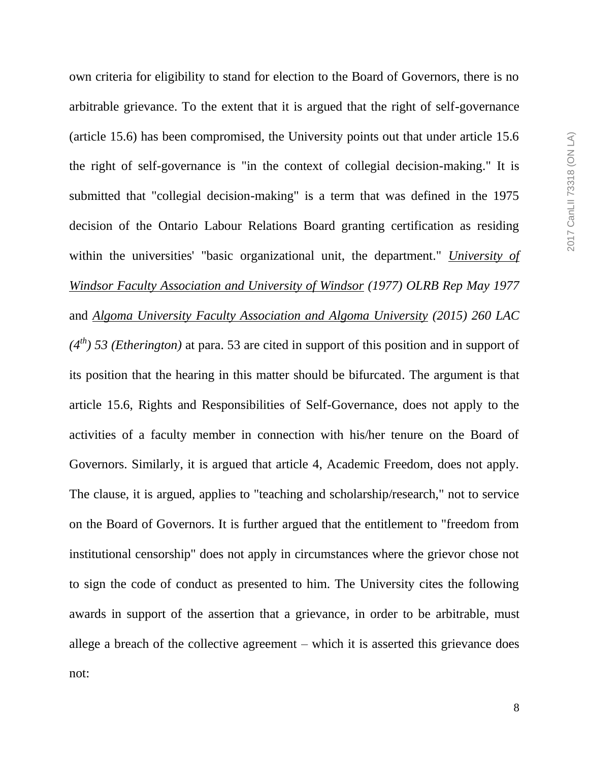own criteria for eligibility to stand for election to the Board of Governors, there is no arbitrable grievance. To the extent that it is argued that the right of self-governance (article 15.6) has been compromised, the University points out that under article 15.6 the right of self-governance is "in the context of collegial decision-making." It is submitted that "collegial decision-making" is a term that was defined in the 1975 decision of the Ontario Labour Relations Board granting certification as residing within the universities' "basic organizational unit, the department." *University of Windsor Faculty Association and University of Windsor* *(1977) OLRB Rep May 1977* and *Algoma University Faculty Association and Algoma University* *(2015) 260 LAC (4th) 53 (Etherington)* at para. 53 are cited in support of this position and in support of its position that the hearing in this matter should be bifurcated. The argument is that article 15.6, Rights and Responsibilities of Self-Governance, does not apply to the activities of a faculty member in connection with his/her tenure on the Board of Governors. Similarly, it is argued that article 4, Academic Freedom, does not apply. The clause, it is argued, applies to "teaching and scholarship/research," not to service on the Board of Governors. It is further argued that the entitlement to "freedom from institutional censorship" does not apply in circumstances where the grievor chose not to sign the code of conduct as presented to him. The University cites the following awards in support of the assertion that a grievance, in order to be arbitrable, must allege a breach of the collective agreement – which it is asserted this grievance does not: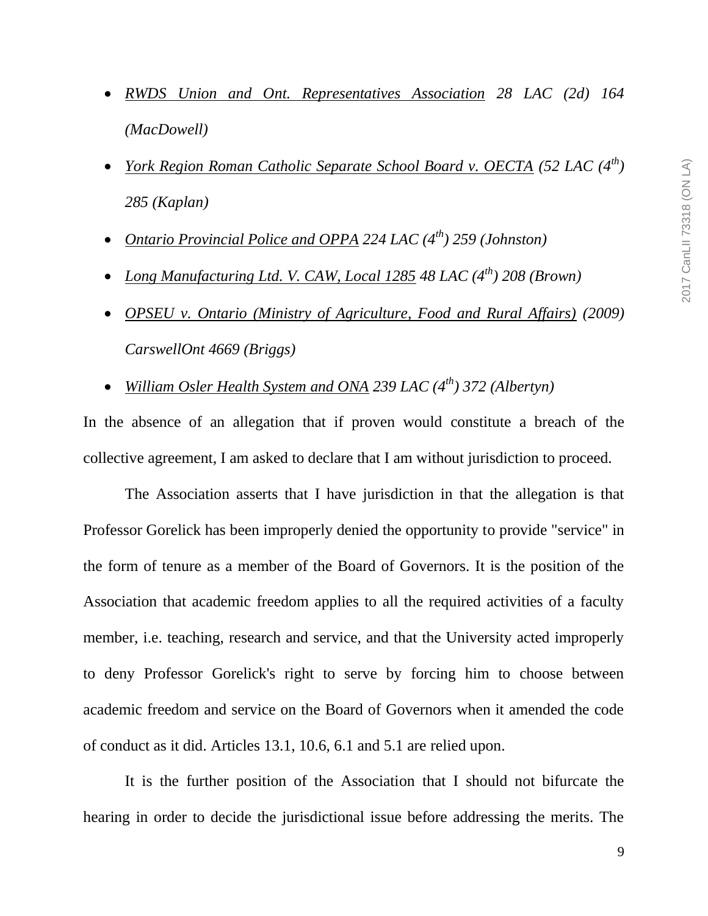- *RWDS Union and Ont. Representatives Association 28 LAC (2d) 164 (MacDowell)*
- *York Region Roman Catholic Separate School Board v. OECTA (52 LAC (4th) 285 (Kaplan)*
- *Ontario Provincial Police and OPPA 224 LAC (4th) 259 (Johnston)*
- *Long Manufacturing Ltd. V. CAW, Local 1285 48 LAC (4th) 208 (Brown)*
- *OPSEU v. Ontario (Ministry of Agriculture, Food and Rural Affairs) (2009) CarswellOnt 4669 (Briggs)*
- *William Osler Health System and ONA 239 LAC (4th) 372 (Albertyn)*

In the absence of an allegation that if proven would constitute a breach of the collective agreement, I am asked to declare that I am without jurisdiction to proceed.

The Association asserts that I have jurisdiction in that the allegation is that Professor Gorelick has been improperly denied the opportunity to provide "service" in the form of tenure as a member of the Board of Governors. It is the position of the Association that academic freedom applies to all the required activities of a faculty member, i.e. teaching, research and service, and that the University acted improperly to deny Professor Gorelick's right to serve by forcing him to choose between academic freedom and service on the Board of Governors when it amended the code of conduct as it did. Articles 13.1, 10.6, 6.1 and 5.1 are relied upon.

It is the further position of the Association that I should not bifurcate the hearing in order to decide the jurisdictional issue before addressing the merits. The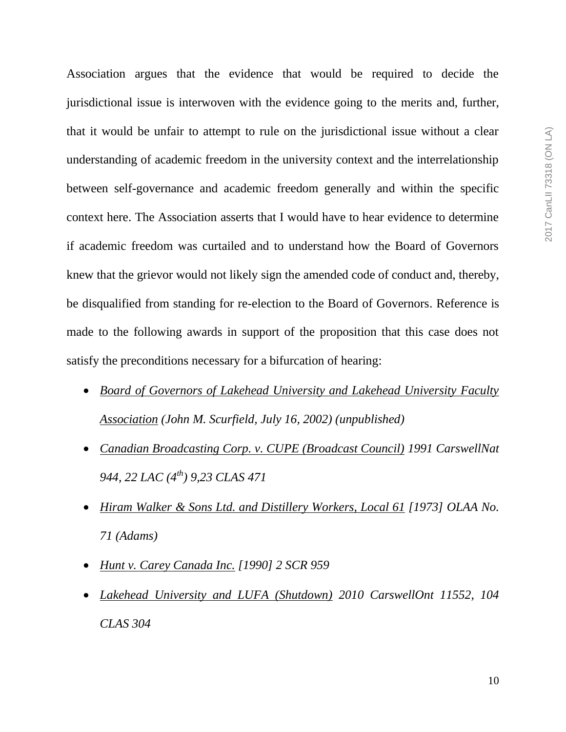Association argues that the evidence that would be required to decide the jurisdictional issue is interwoven with the evidence going to the merits and, further, that it would be unfair to attempt to rule on the jurisdictional issue without a clear understanding of academic freedom in the university context and the interrelationship between self-governance and academic freedom generally and within the specific context here. The Association asserts that I would have to hear evidence to determine if academic freedom was curtailed and to understand how the Board of Governors knew that the grievor would not likely sign the amended code of conduct and, thereby, be disqualified from standing for re-election to the Board of Governors. Reference is made to the following awards in support of the proposition that this case does not satisfy the preconditions necessary for a bifurcation of hearing:

- *Board of Governors of Lakehead University and Lakehead University Faculty Association (John M. Scurfield, July 16, 2002) (unpublished)*
- *Canadian Broadcasting Corp. v. CUPE (Broadcast Council) 1991 CarswellNat 944, 22 LAC (4th) 9,23 CLAS 471*
- *Hiram Walker & Sons Ltd. and Distillery Workers, Local 61 [1973] OLAA No. 71 (Adams)*
- *Hunt v. Carey Canada Inc. [1990] 2 SCR 959*
- *Lakehead University and LUFA (Shutdown) 2010 CarswellOnt 11552, 104 CLAS 304*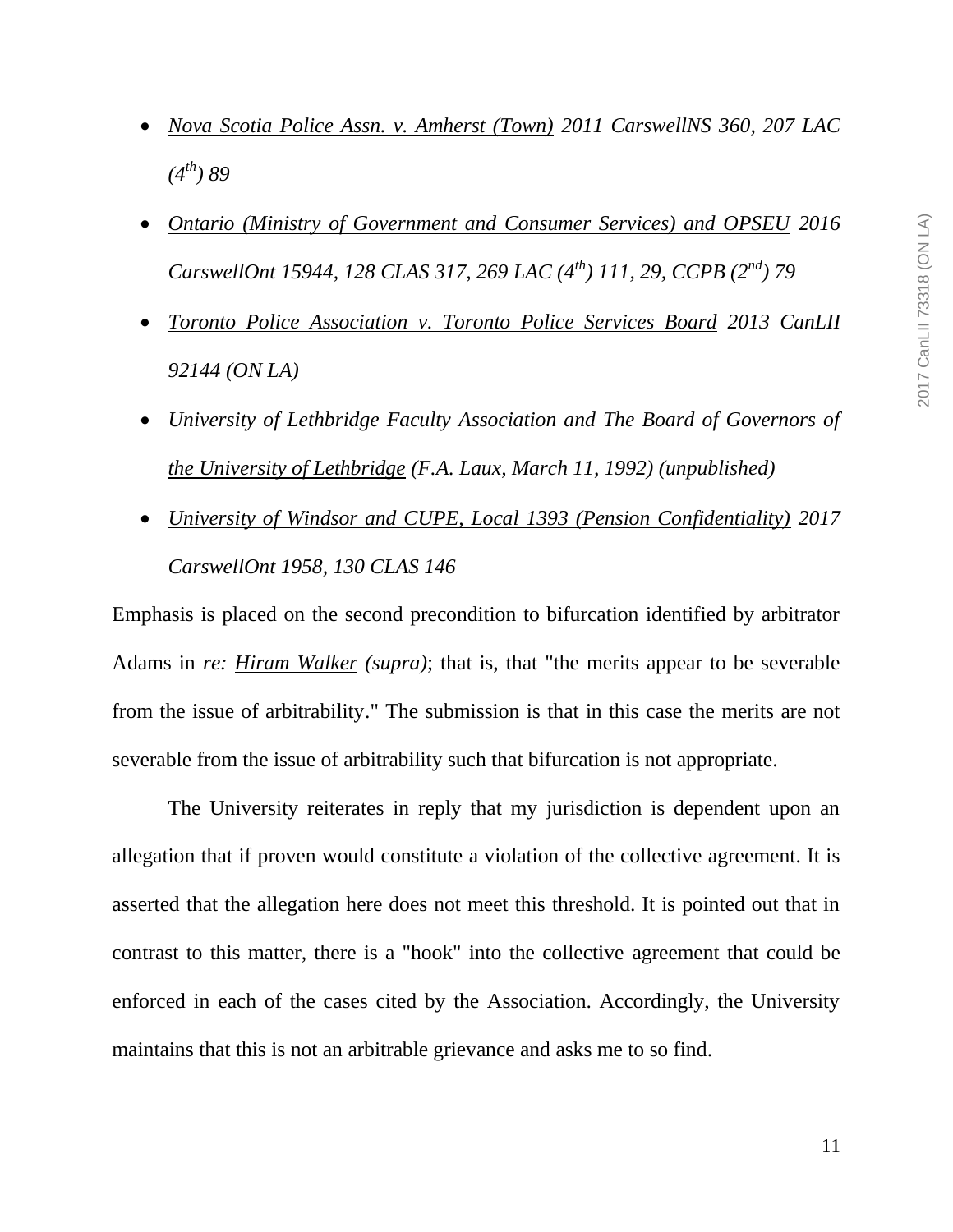- *Nova Scotia Police Assn. v. Amherst (Town) 2011 CarswellNS 360, 207 LAC (4th) 89*

- *Ontario (Ministry of Government and Consumer Services) and OPSEU 2016 CarswellOnt 15944, 128 CLAS 317, 269 LAC (4th) 111, 29, CCPB (2nd) 79*

- *Toronto Police Association v. Toronto Police Services Board 2013 CanLII 92144 (ON LA)*

- *University of Lethbridge Faculty Association and The Board of Governors of the University of Lethbridge (F.A. Laux, March 11, 1992) (unpublished)*

- *University of Windsor and CUPE, Local 1393 (Pension Confidentiality) 2017 CarswellOnt 1958, 130 CLAS 146*

Emphasis is placed on the second precondition to bifurcation identified by arbitrator Adams in *re: Hiram Walker (supra)*; that is, that "the merits appear to be severable from the issue of arbitrability." The submission is that in this case the merits are not severable from the issue of arbitrability such that bifurcation is not appropriate.

The University reiterates in reply that my jurisdiction is dependent upon an allegation that if proven would constitute a violation of the collective agreement. It is asserted that the allegation here does not meet this threshold. It is pointed out that in contrast to this matter, there is a "hook" into the collective agreement that could be enforced in each of the cases cited by the Association. Accordingly, the University maintains that this is not an arbitrable grievance and asks me to so find.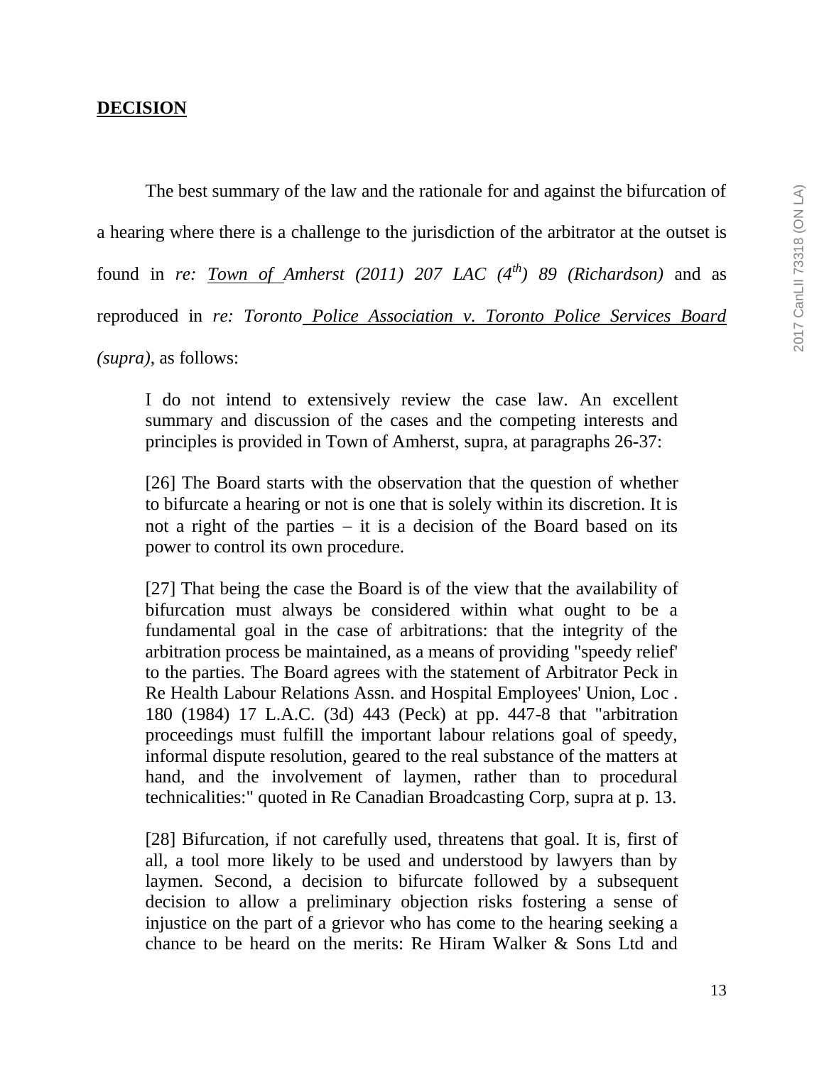## DECISION

The best summary of the law and the rationale for and against the bifurcation of a hearing where there is a challenge to the jurisdiction of the arbitrator at the outset is found in *re: Town of Amherst (2011) 207 LAC (4th) 89 (Richardson)* and as reproduced in *re: Toronto Police Association v. Toronto Police Services Board (supra)*, as follows:

> I do not intend to extensively review the case law. An excellent summary and discussion of the cases and the competing interests and principles is provided in Town of Amherst, supra, at paragraphs 26-37:
>
> [26] The Board starts with the observation that the question of whether to bifurcate a hearing or not is one that is solely within its discretion. It is not a right of the parties – it is a decision of the Board based on its power to control its own procedure.
>
> [27] That being the case the Board is of the view that the availability of bifurcation must always be considered within what ought to be a fundamental goal in the case of arbitrations: that the integrity of the arbitration process be maintained, as a means of providing "speedy relief' to the parties. The Board agrees with the statement of Arbitrator Peck in Re Health Labour Relations Assn. and Hospital Employees' Union, Loc . 180 (1984) 17 L.A.C. (3d) 443 (Peck) at pp. 447-8 that "arbitration proceedings must fulfill the important labour relations goal of speedy, informal dispute resolution, geared to the real substance of the matters at hand, and the involvement of laymen, rather than to procedural technicalities:" quoted in Re Canadian Broadcasting Corp, supra at p. 13.
>
> [28] Bifurcation, if not carefully used, threatens that goal. It is, first of all, a tool more likely to be used and understood by lawyers than by laymen. Second, a decision to bifurcate followed by a subsequent decision to allow a preliminary objection risks fostering a sense of injustice on the part of a grievor who has come to the hearing seeking a chance to be heard on the merits: Re Hiram Walker & Sons Ltd and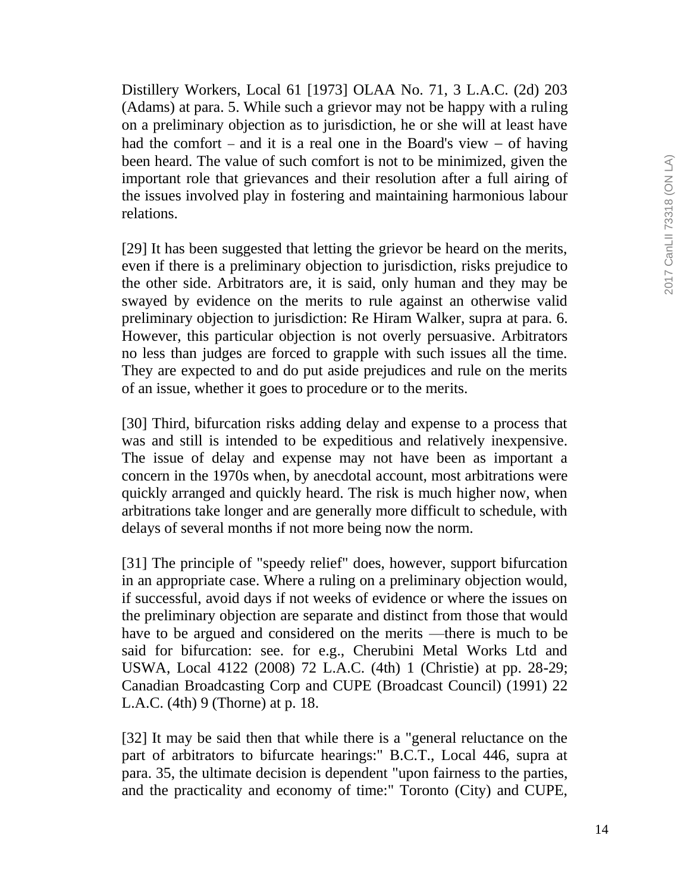Distillery Workers, Local 61 [1973] OLAA No. 71, 3 L.A.C. (2d) 203 (Adams) at para. 5. While such a grievor may not be happy with a ruling on a preliminary objection as to jurisdiction, he or she will at least have had the comfort – and it is a real one in the Board's view – of having been heard. The value of such comfort is not to be minimized, given the important role that grievances and their resolution after a full airing of the issues involved play in fostering and maintaining harmonious labour relations.

[29] It has been suggested that letting the grievor be heard on the merits, even if there is a preliminary objection to jurisdiction, risks prejudice to the other side. Arbitrators are, it is said, only human and they may be swayed by evidence on the merits to rule against an otherwise valid preliminary objection to jurisdiction: Re Hiram Walker, supra at para. 6. However, this particular objection is not overly persuasive. Arbitrators no less than judges are forced to grapple with such issues all the time. They are expected to and do put aside prejudices and rule on the merits of an issue, whether it goes to procedure or to the merits.

[30] Third, bifurcation risks adding delay and expense to a process that was and still is intended to be expeditious and relatively inexpensive. The issue of delay and expense may not have been as important a concern in the 1970s when, by anecdotal account, most arbitrations were quickly arranged and quickly heard. The risk is much higher now, when arbitrations take longer and are generally more difficult to schedule, with delays of several months if not more being now the norm.

[31] The principle of "speedy relief" does, however, support bifurcation in an appropriate case. Where a ruling on a preliminary objection would, if successful, avoid days if not weeks of evidence or where the issues on the preliminary objection are separate and distinct from those that would have to be argued and considered on the merits —there is much to be said for bifurcation: see. for e.g., Cherubini Metal Works Ltd and USWA, Local 4122 (2008) 72 L.A.C. (4th) 1 (Christie) at pp. 28-29; Canadian Broadcasting Corp and CUPE (Broadcast Council) (1991) 22 L.A.C. (4th) 9 (Thorne) at p. 18.

[32] It may be said then that while there is a "general reluctance on the part of arbitrators to bifurcate hearings:" B.C.T., Local 446, supra at para. 35, the ultimate decision is dependent "upon fairness to the parties, and the practicality and economy of time:" Toronto (City) and CUPE,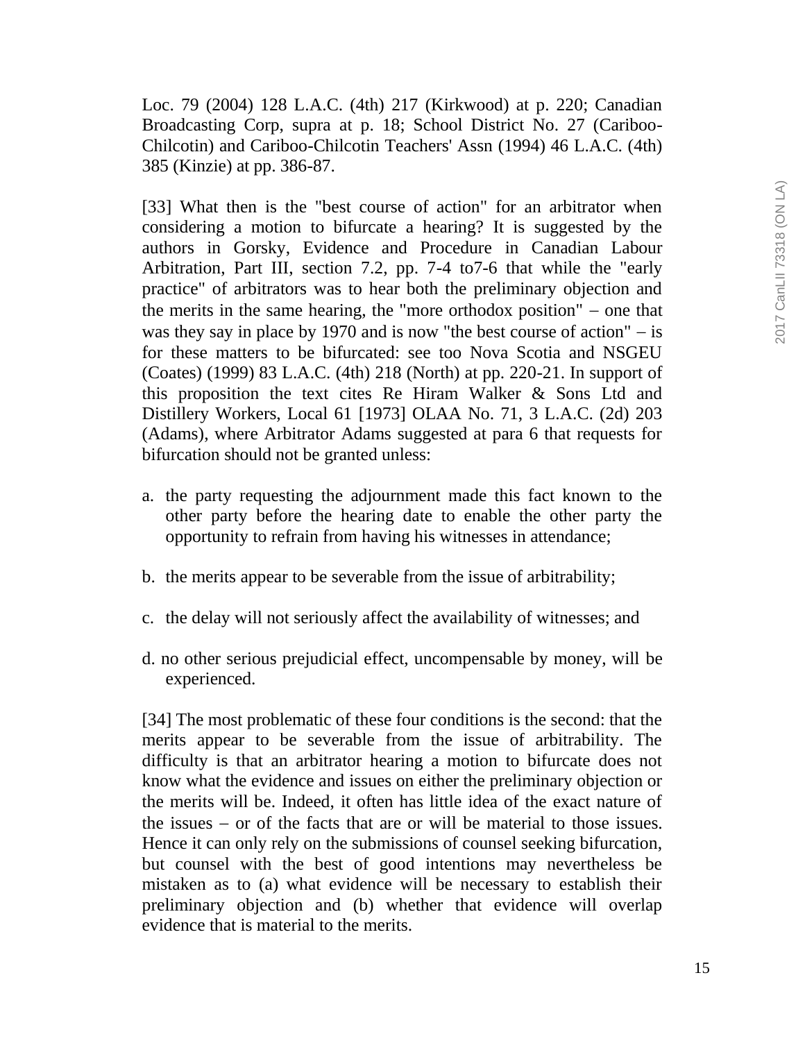Loc. 79 (2004) 128 L.A.C. (4th) 217 (Kirkwood) at p. 220; Canadian Broadcasting Corp, supra at p. 18; School District No. 27 (Cariboo-Chilcotin) and Cariboo-Chilcotin Teachers' Assn (1994) 46 L.A.C. (4th) 385 (Kinzie) at pp. 386-87.

[33] What then is the "best course of action" for an arbitrator when considering a motion to bifurcate a hearing? It is suggested by the authors in Gorsky, Evidence and Procedure in Canadian Labour Arbitration, Part III, section 7.2, pp. 7-4 to7-6 that while the "early practice" of arbitrators was to hear both the preliminary objection and the merits in the same hearing, the "more orthodox position" – one that was they say in place by 1970 and is now "the best course of action" – is for these matters to be bifurcated: see too Nova Scotia and NSGEU (Coates) (1999) 83 L.A.C. (4th) 218 (North) at pp. 220-21. In support of this proposition the text cites Re Hiram Walker & Sons Ltd and Distillery Workers, Local 61 [1973] OLAA No. 71, 3 L.A.C. (2d) 203 (Adams), where Arbitrator Adams suggested at para 6 that requests for bifurcation should not be granted unless:

a. the party requesting the adjournment made this fact known to the other party before the hearing date to enable the other party the opportunity to refrain from having his witnesses in attendance;

b. the merits appear to be severable from the issue of arbitrability;

c. the delay will not seriously affect the availability of witnesses; and

d. no other serious prejudicial effect, uncompensable by money, will be experienced.

[34] The most problematic of these four conditions is the second: that the merits appear to be severable from the issue of arbitrability. The difficulty is that an arbitrator hearing a motion to bifurcate does not know what the evidence and issues on either the preliminary objection or the merits will be. Indeed, it often has little idea of the exact nature of the issues – or of the facts that are or will be material to those issues. Hence it can only rely on the submissions of counsel seeking bifurcation, but counsel with the best of good intentions may nevertheless be mistaken as to (a) what evidence will be necessary to establish their preliminary objection and (b) whether that evidence will overlap evidence that is material to the merits.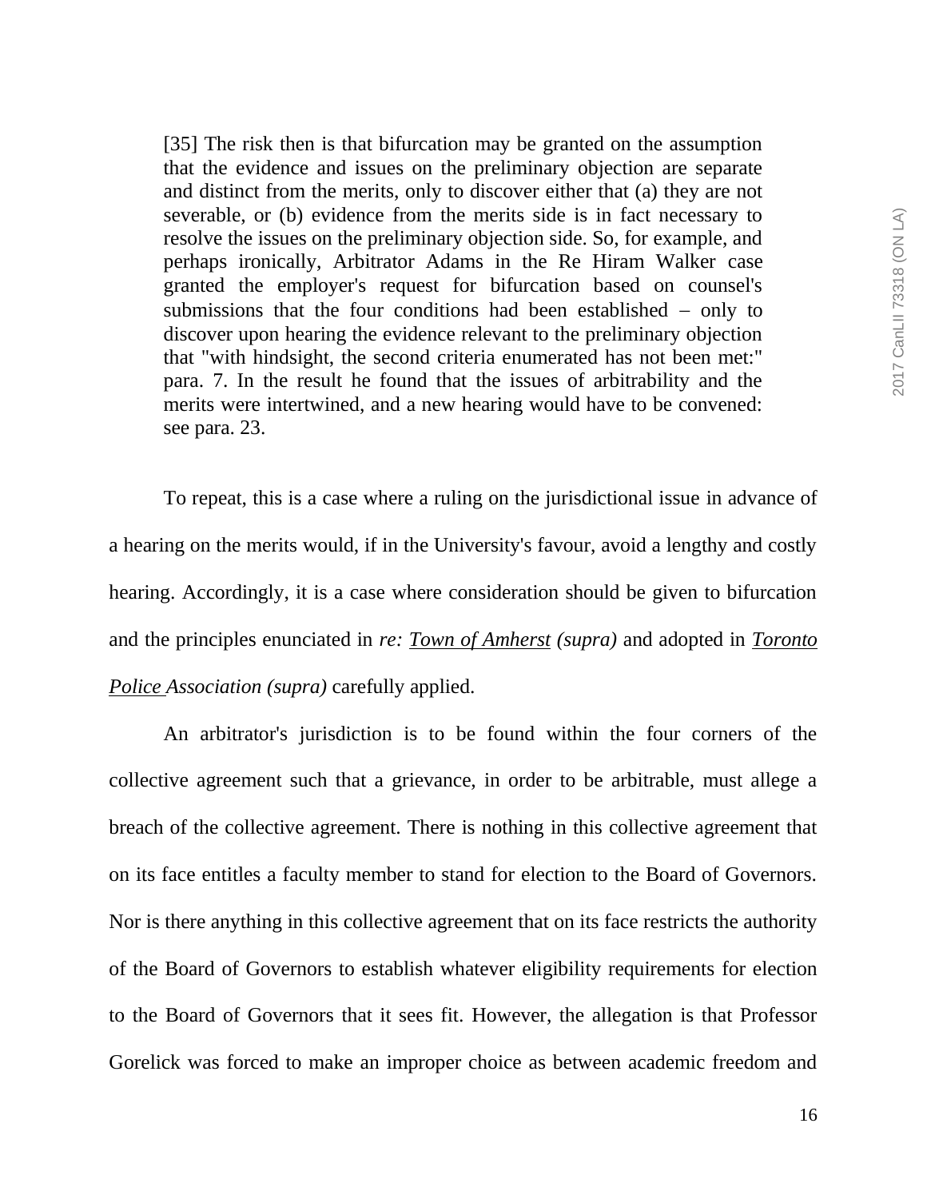> [35] The risk then is that bifurcation may be granted on the assumption that the evidence and issues on the preliminary objection are separate and distinct from the merits, only to discover either that (a) they are not severable, or (b) evidence from the merits side is in fact necessary to resolve the issues on the preliminary objection side. So, for example, and perhaps ironically, Arbitrator Adams in the Re Hiram Walker case granted the employer's request for bifurcation based on counsel's submissions that the four conditions had been established – only to discover upon hearing the evidence relevant to the preliminary objection that "with hindsight, the second criteria enumerated has not been met:" para. 7. In the result he found that the issues of arbitrability and the merits were intertwined, and a new hearing would have to be convened: see para. 23.

To repeat, this is a case where a ruling on the jurisdictional issue in advance of a hearing on the merits would, if in the University's favour, avoid a lengthy and costly hearing. Accordingly, it is a case where consideration should be given to bifurcation and the principles enunciated in *re: Town of Amherst (supra)* and adopted in *Toronto Police Association (supra)* carefully applied.

An arbitrator's jurisdiction is to be found within the four corners of the collective agreement such that a grievance, in order to be arbitrable, must allege a breach of the collective agreement. There is nothing in this collective agreement that on its face entitles a faculty member to stand for election to the Board of Governors. Nor is there anything in this collective agreement that on its face restricts the authority of the Board of Governors to establish whatever eligibility requirements for election to the Board of Governors that it sees fit. However, the allegation is that Professor Gorelick was forced to make an improper choice as between academic freedom and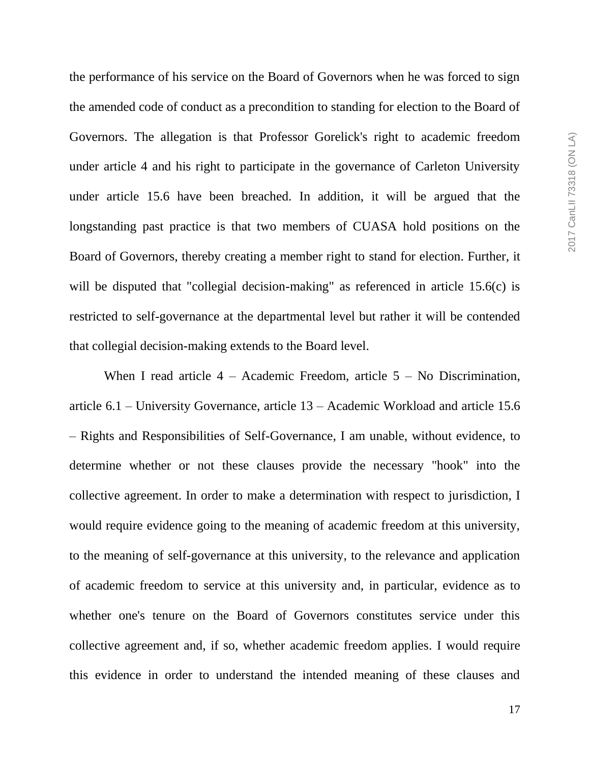the performance of his service on the Board of Governors when he was forced to sign the amended code of conduct as a precondition to standing for election to the Board of Governors. The allegation is that Professor Gorelick's right to academic freedom under article 4 and his right to participate in the governance of Carleton University under article 15.6 have been breached. In addition, it will be argued that the longstanding past practice is that two members of CUASA hold positions on the Board of Governors, thereby creating a member right to stand for election. Further, it will be disputed that "collegial decision-making" as referenced in article 15.6(c) is restricted to self-governance at the departmental level but rather it will be contended that collegial decision-making extends to the Board level.

When I read article 4 – Academic Freedom, article 5 – No Discrimination, article 6.1 – University Governance, article 13 – Academic Workload and article 15.6 – Rights and Responsibilities of Self-Governance, I am unable, without evidence, to determine whether or not these clauses provide the necessary "hook" into the collective agreement. In order to make a determination with respect to jurisdiction, I would require evidence going to the meaning of academic freedom at this university, to the meaning of self-governance at this university, to the relevance and application of academic freedom to service at this university and, in particular, evidence as to whether one's tenure on the Board of Governors constitutes service under this collective agreement and, if so, whether academic freedom applies. I would require this evidence in order to understand the intended meaning of these clauses and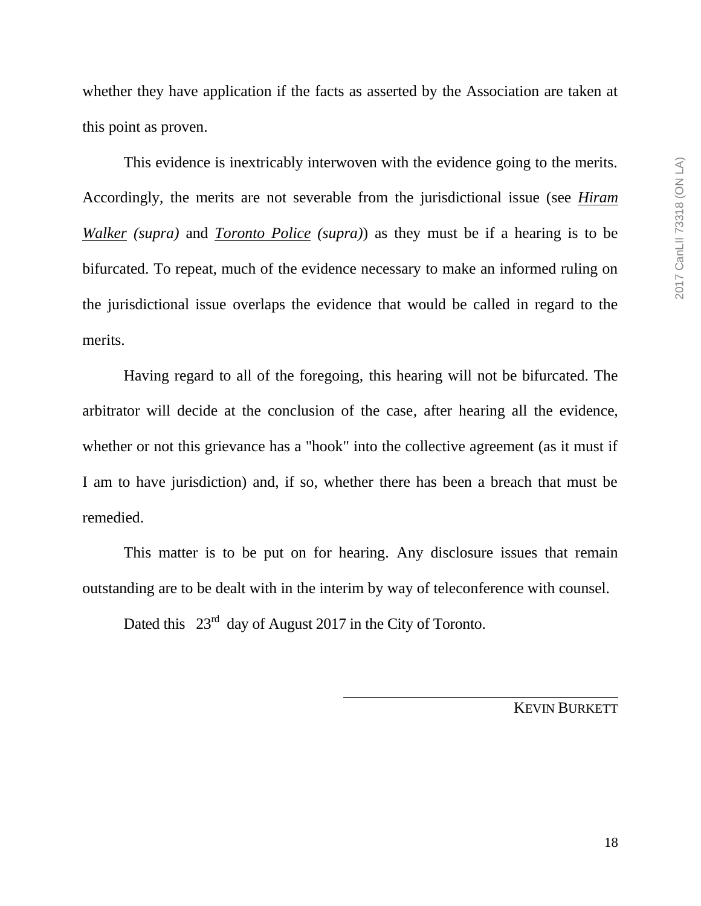whether they have application if the facts as asserted by the Association are taken at this point as proven.

This evidence is inextricably interwoven with the evidence going to the merits. Accordingly, the merits are not severable from the jurisdictional issue (see ***Hiram Walker*** *(supra)* and ***Toronto Police*** *(supra)*) as they must be if a hearing is to be bifurcated. To repeat, much of the evidence necessary to make an informed ruling on the jurisdictional issue overlaps the evidence that would be called in regard to the merits.

Having regard to all of the foregoing, this hearing will not be bifurcated. The arbitrator will decide at the conclusion of the case, after hearing all the evidence, whether or not this grievance has a "hook" into the collective agreement (as it must if I am to have jurisdiction) and, if so, whether there has been a breach that must be remedied.

This matter is to be put on for hearing. Any disclosure issues that remain outstanding are to be dealt with in the interim by way of teleconference with counsel.

Dated this 23rd day of August 2017 in the City of Toronto.

KEVIN BURKETT